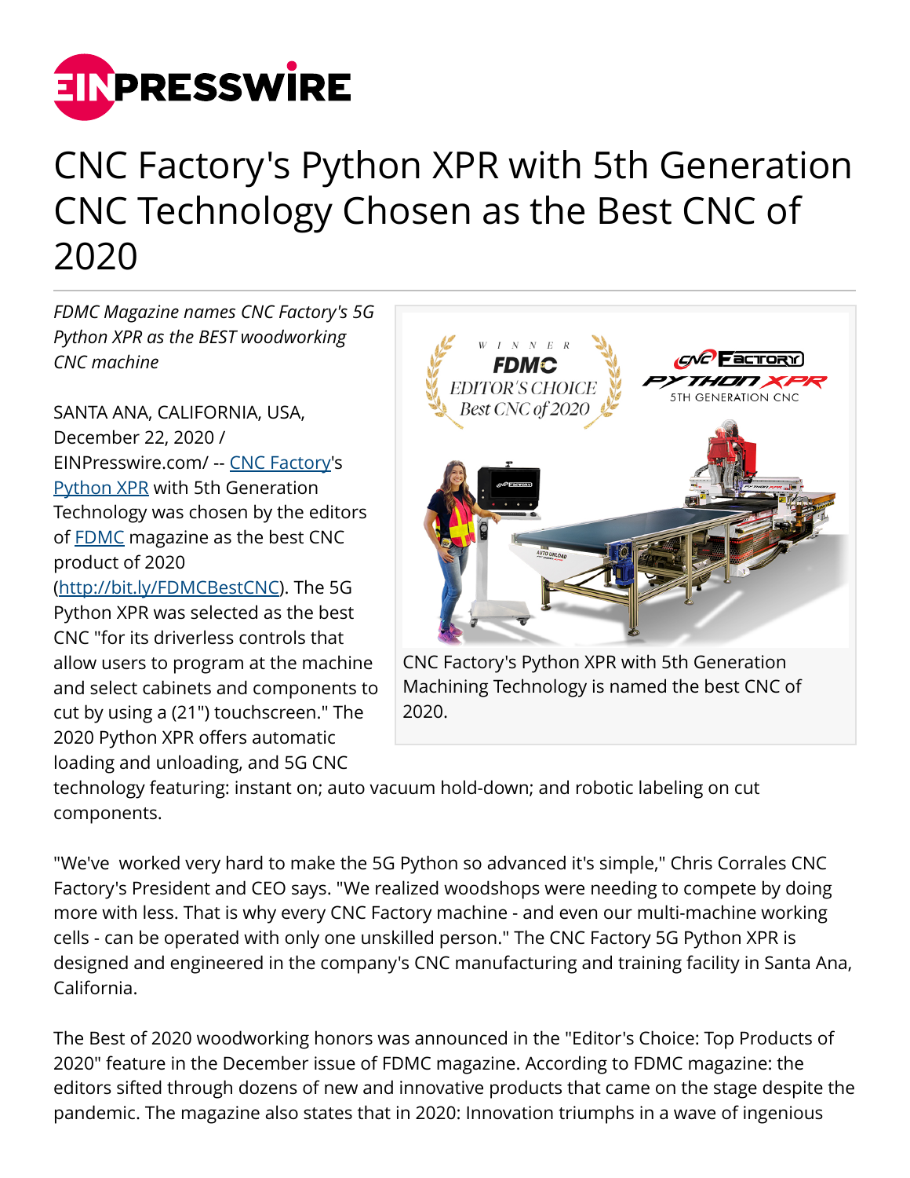# CNC Factory's Python XPR with 5th Generation CNC Technology Chosen as the Best CNC of 2020

*FDMC Magazine names CNC Factory's 5G Python XPR as the BEST woodworking CNC machine*

CNC Factory's Python XPR with 5th Generation Machining Technology is named the best CNC of 2020.

SANTA ANA, CALIFORNIA, USA, December 22, 2020 / EINPresswire.com/ -- CNC Factory's Python XPR with 5th Generation Technology was chosen by the editors of FDMC magazine as the best CNC product of 2020 (http://bit.ly/FDMCBestCNC). The 5G Python XPR was selected as the best CNC "for its driverless controls that allow users to program at the machine and select cabinets and components to cut by using a (21") touchscreen." The 2020 Python XPR offers automatic loading and unloading, and 5G CNC technology featuring: instant on; auto vacuum hold-down; and robotic labeling on cut components.

"We've worked very hard to make the 5G Python so advanced it's simple," Chris Corrales CNC Factory's President and CEO says. "We realized woodshops were needing to compete by doing more with less. That is why every CNC Factory machine - and even our multi-machine working cells - can be operated with only one unskilled person." The CNC Factory 5G Python XPR is designed and engineered in the company's CNC manufacturing and training facility in Santa Ana, California.

The Best of 2020 woodworking honors was announced in the "Editor's Choice: Top Products of 2020" feature in the December issue of FDMC magazine. According to FDMC magazine: the editors sifted through dozens of new and innovative products that came on the stage despite the pandemic. The magazine also states that in 2020: Innovation triumphs in a wave of ingenious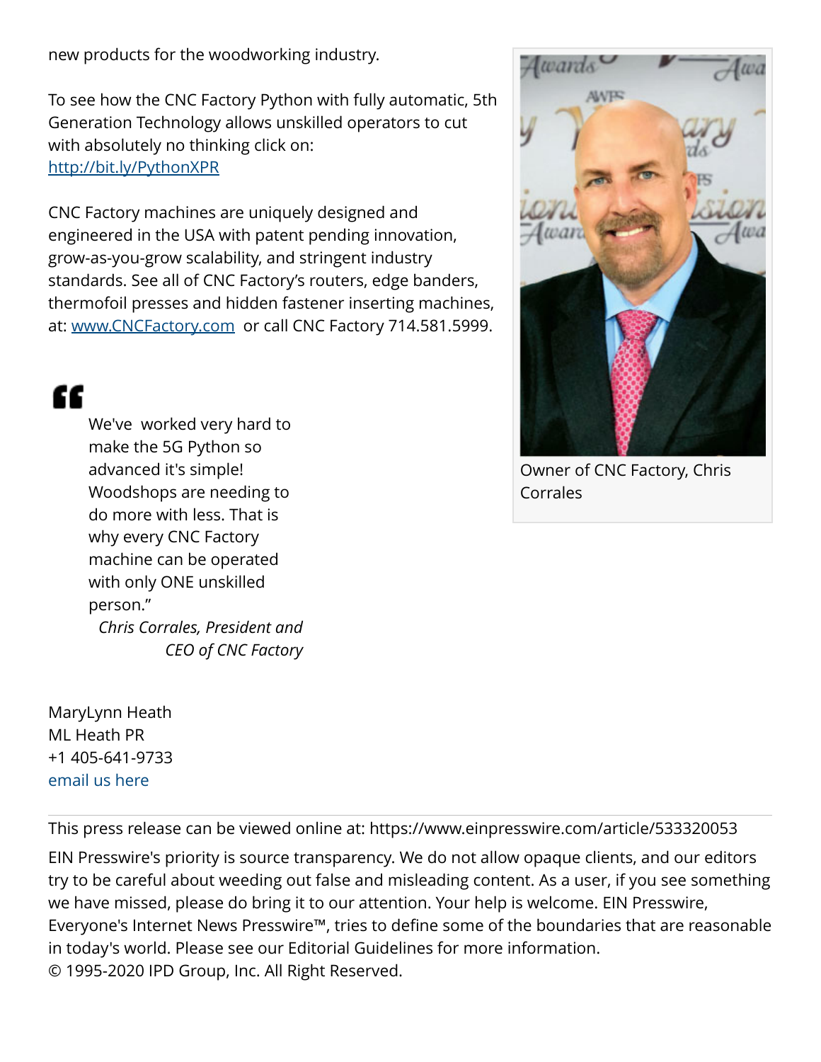new products for the woodworking industry.

To see how the CNC Factory Python with fully automatic, 5th Generation Technology allows unskilled operators to cut with absolutely no thinking click on: [http://bit.ly/PythonXPR](http://bit.ly/PythonXPR)

CNC Factory machines are uniquely designed and engineered in the USA with patent pending innovation, grow-as-you-grow scalability, and stringent industry standards. See all of CNC Factory's routers, edge banders, thermofoil presses and hidden fastener inserting machines, at: [www.CNCFactory.com](www.CNCFactory.com) or call CNC Factory 714.581.5999.

Owner of CNC Factory, Chris Corrales

> We've worked very hard to make the 5G Python so advanced it's simple! Woodshops are needing to do more with less. That is why every CNC Factory machine can be operated with only ONE unskilled person."
>
> *Chris Corrales, President and CEO of CNC Factory*

MaryLynn Heath
ML Heath PR
+1 405-641-9733
email us here

This press release can be viewed online at: https://www.einpresswire.com/article/533320053

EIN Presswire's priority is source transparency. We do not allow opaque clients, and our editors try to be careful about weeding out false and misleading content. As a user, if you see something we have missed, please do bring it to our attention. Your help is welcome. EIN Presswire, Everyone's Internet News Presswire™, tries to define some of the boundaries that are reasonable in today's world. Please see our Editorial Guidelines for more information.
© 1995-2020 IPD Group, Inc. All Right Reserved.